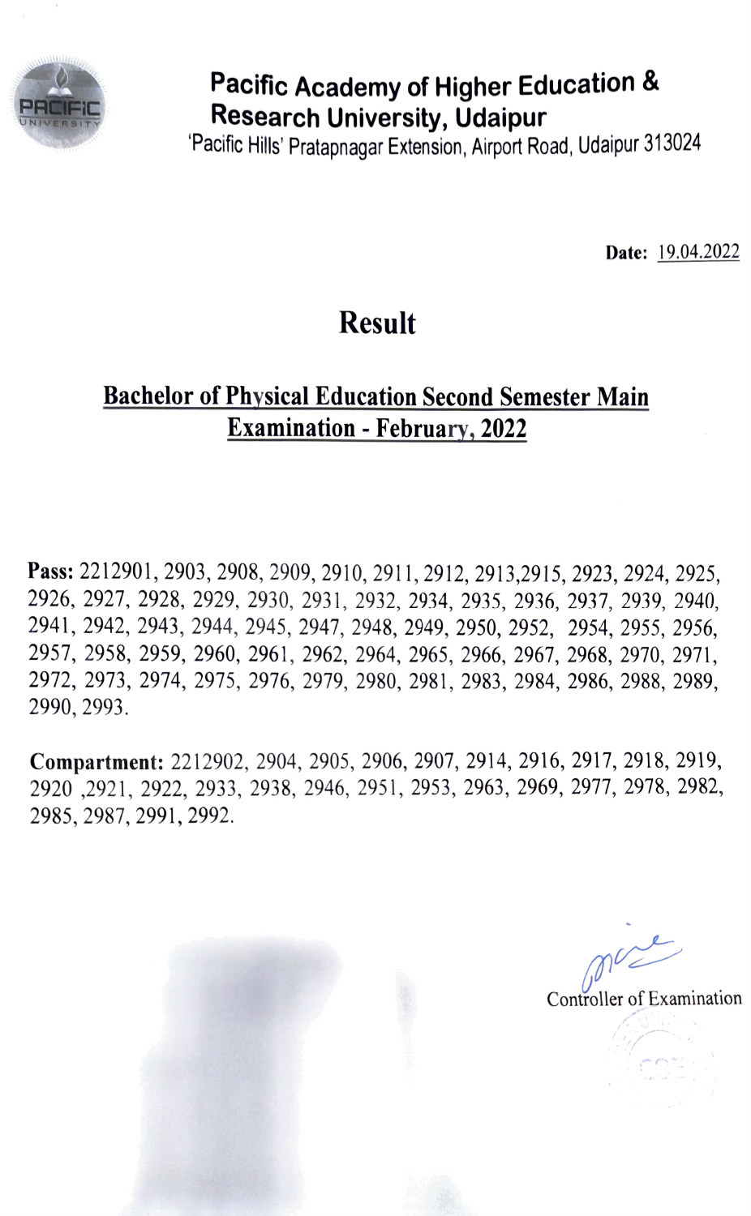# Pacific Academy of Higher Education & Research University, Udaipur

'Pacific Hills' Pratapnagar Extension, Airport Road, Udaipur 313024

**Date:** 19.04.2022

## Result

### Bachelor of Physical Education Second Semester Main Examination - February, 2022

**Pass:** 2212901, 2903, 2908, 2909, 2910, 2911, 2912, 2913,2915, 2923, 2924, 2925, 2926, 2927, 2928, 2929, 2930, 2931, 2932, 2934, 2935, 2936, 2937, 2939, 2940, 2941, 2942, 2943, 2944, 2945, 2947, 2948, 2949, 2950, 2952, 2954, 2955, 2956, 2957, 2958, 2959, 2960, 2961, 2962, 2964, 2965, 2966, 2967, 2968, 2970, 2971, 2972, 2973, 2974, 2975, 2976, 2979, 2980, 2981, 2983, 2984, 2986, 2988, 2989, 2990, 2993.

**Compartment:** 2212902, 2904, 2905, 2906, 2907, 2914, 2916, 2917, 2918, 2919, 2920 ,2921, 2922, 2933, 2938, 2946, 2951, 2953, 2963, 2969, 2977, 2978, 2982, 2985, 2987, 2991, 2992.

Controller of Examination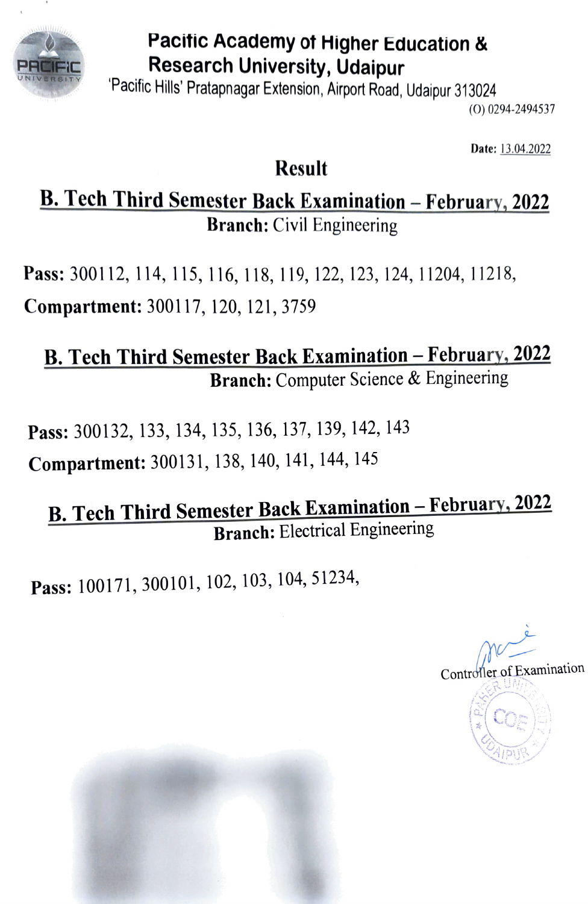# Pacific Academy of Higher Education & Research University, Udaipur

'Pacific Hills' Pratapnagar Extension, Airport Road, Udaipur 313024

(O) 0294-2494537

**Date:** 13.04.2022

## Result

### B. Tech Third Semester Back Examination – February, 2022

**Branch:** Civil Engineering

**Pass:** 300112, 114, 115, 116, 118, 119, 122, 123, 124, 11204, 11218,

**Compartment:** 300117, 120, 121, 3759

### B. Tech Third Semester Back Examination – February, 2022

**Branch:** Computer Science & Engineering

**Pass:** 300132, 133, 134, 135, 136, 137, 139, 142, 143

**Compartment:** 300131, 138, 140, 141, 144, 145

### B. Tech Third Semester Back Examination – February, 2022

**Branch:** Electrical Engineering

**Pass:** 100171, 300101, 102, 103, 104, 51234,

Controller of Examination

PAHER UNIVERSITY COE UDAIPUR